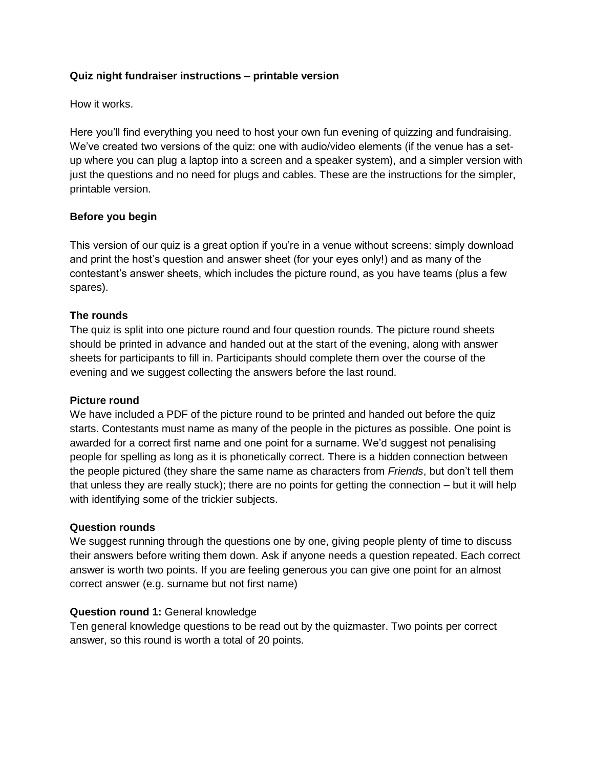**Quiz night fundraiser instructions – printable version**

How it works.

Here you'll find everything you need to host your own fun evening of quizzing and fundraising. We've created two versions of the quiz: one with audio/video elements (if the venue has a set-up where you can plug a laptop into a screen and a speaker system), and a simpler version with just the questions and no need for plugs and cables. These are the instructions for the simpler, printable version.

**Before you begin**

This version of our quiz is a great option if you're in a venue without screens: simply download and print the host's question and answer sheet (for your eyes only!) and as many of the contestant's answer sheets, which includes the picture round, as you have teams (plus a few spares).

**The rounds**

The quiz is split into one picture round and four question rounds. The picture round sheets should be printed in advance and handed out at the start of the evening, along with answer sheets for participants to fill in. Participants should complete them over the course of the evening and we suggest collecting the answers before the last round.

**Picture round**

We have included a PDF of the picture round to be printed and handed out before the quiz starts. Contestants must name as many of the people in the pictures as possible. One point is awarded for a correct first name and one point for a surname. We'd suggest not penalising people for spelling as long as it is phonetically correct. There is a hidden connection between the people pictured (they share the same name as characters from *Friends*, but don't tell them that unless they are really stuck); there are no points for getting the connection – but it will help with identifying some of the trickier subjects.

**Question rounds**

We suggest running through the questions one by one, giving people plenty of time to discuss their answers before writing them down. Ask if anyone needs a question repeated. Each correct answer is worth two points. If you are feeling generous you can give one point for an almost correct answer (e.g. surname but not first name)

**Question round 1:** General knowledge

Ten general knowledge questions to be read out by the quizmaster. Two points per correct answer, so this round is worth a total of 20 points.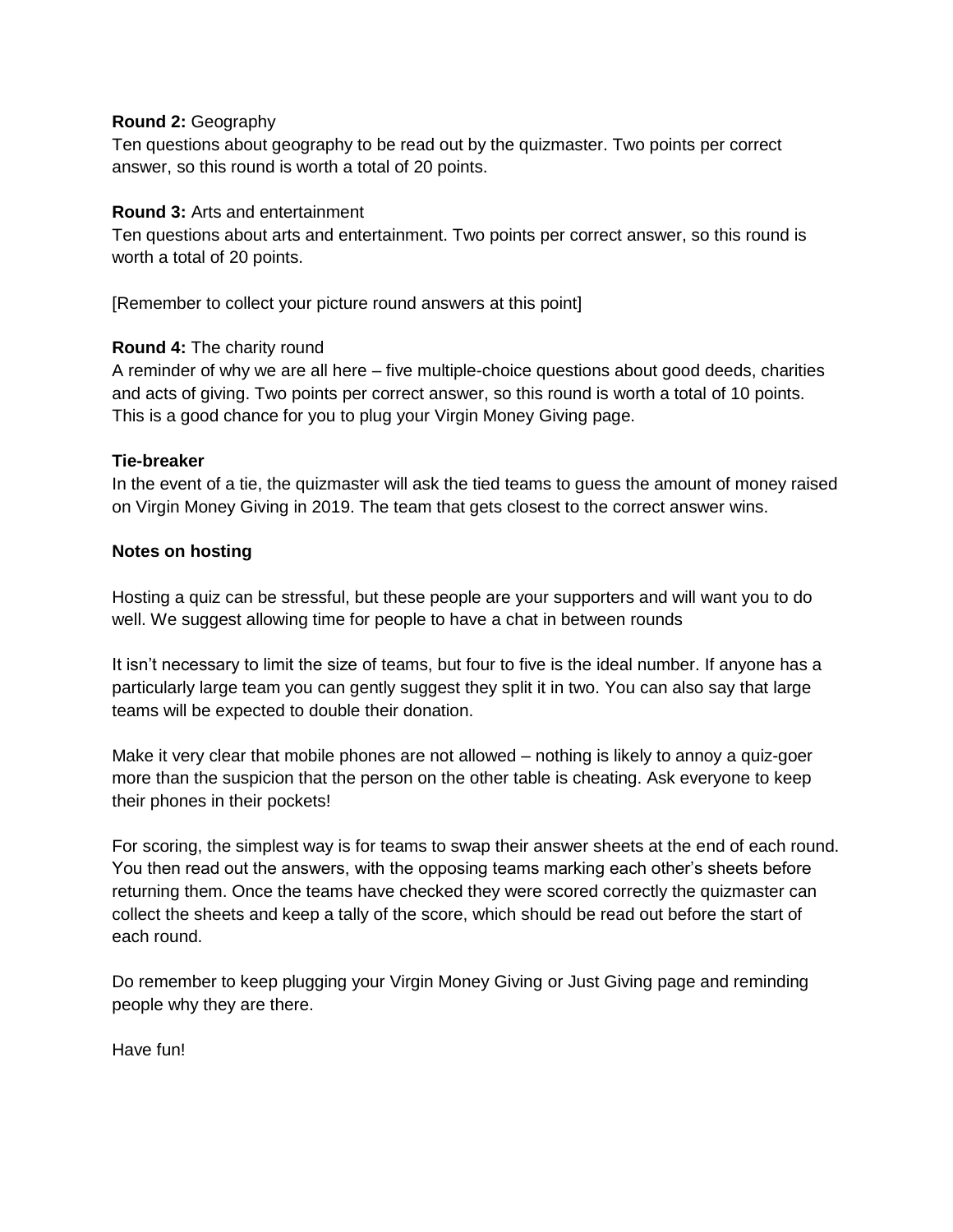**Round 2:** Geography
Ten questions about geography to be read out by the quizmaster. Two points per correct answer, so this round is worth a total of 20 points.

**Round 3:** Arts and entertainment
Ten questions about arts and entertainment. Two points per correct answer, so this round is worth a total of 20 points.

[Remember to collect your picture round answers at this point]

**Round 4:** The charity round
A reminder of why we are all here – five multiple-choice questions about good deeds, charities and acts of giving. Two points per correct answer, so this round is worth a total of 10 points. This is a good chance for you to plug your Virgin Money Giving page.

**Tie-breaker**
In the event of a tie, the quizmaster will ask the tied teams to guess the amount of money raised on Virgin Money Giving in 2019. The team that gets closest to the correct answer wins.

**Notes on hosting**

Hosting a quiz can be stressful, but these people are your supporters and will want you to do well. We suggest allowing time for people to have a chat in between rounds

It isn't necessary to limit the size of teams, but four to five is the ideal number. If anyone has a particularly large team you can gently suggest they split it in two. You can also say that large teams will be expected to double their donation.

Make it very clear that mobile phones are not allowed – nothing is likely to annoy a quiz-goer more than the suspicion that the person on the other table is cheating. Ask everyone to keep their phones in their pockets!

For scoring, the simplest way is for teams to swap their answer sheets at the end of each round. You then read out the answers, with the opposing teams marking each other's sheets before returning them. Once the teams have checked they were scored correctly the quizmaster can collect the sheets and keep a tally of the score, which should be read out before the start of each round.

Do remember to keep plugging your Virgin Money Giving or Just Giving page and reminding people why they are there.

Have fun!